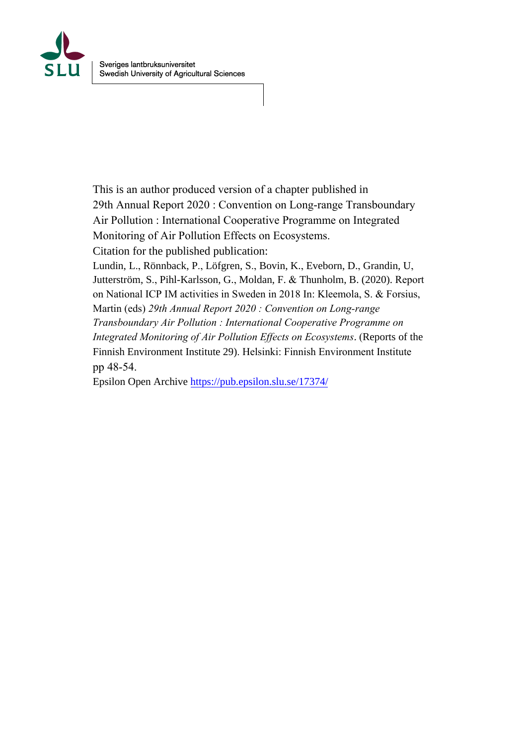Sveriges lantbruksuniversitet
Swedish University of Agricultural Sciences

This is an author produced version of a chapter published in
29th Annual Report 2020 : Convention on Long-range Transboundary Air Pollution : International Cooperative Programme on Integrated Monitoring of Air Pollution Effects on Ecosystems.

Citation for the published publication:

Lundin, L., Rönnback, P., Löfgren, S., Bovin, K., Eveborn, D., Grandin, U, Jutterström, S., Pihl-Karlsson, G., Moldan, F. & Thunholm, B. (2020). Report on National ICP IM activities in Sweden in 2018 In: Kleemola, S. & Forsius, Martin (eds) *29th Annual Report 2020 : Convention on Long-range Transboundary Air Pollution : International Cooperative Programme on Integrated Monitoring of Air Pollution Effects on Ecosystems*. (Reports of the Finnish Environment Institute 29). Helsinki: Finnish Environment Institute pp 48-54.

Epsilon Open Archive https://pub.epsilon.slu.se/17374/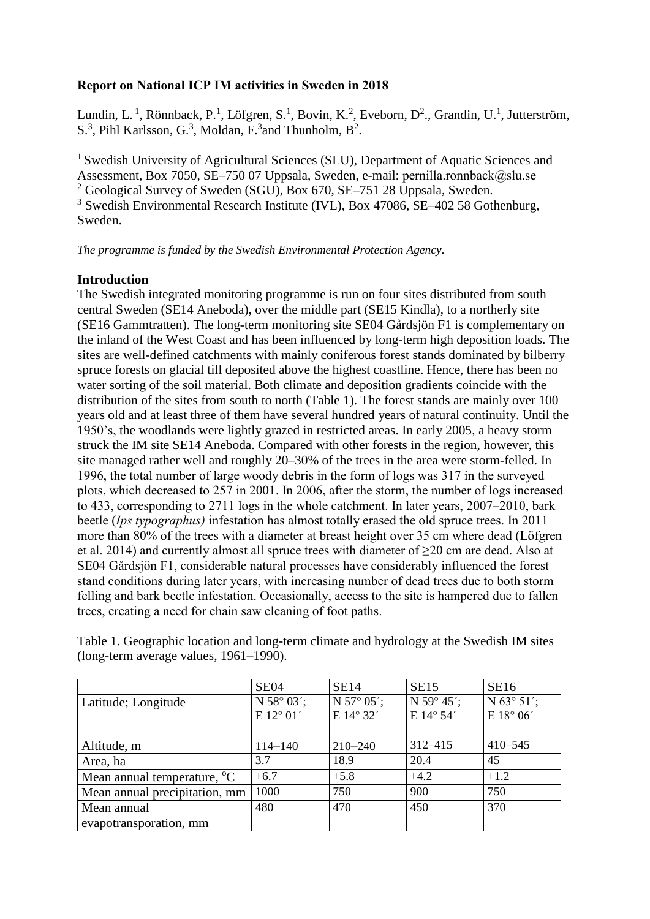**Report on National ICP IM activities in Sweden in 2018**

Lundin, L.[1], Rönnback, P.[1], Löfgren, S.[1], Bovin, K.[2], Eveborn, D[2]., Grandin, U.[1], Jutterström, S.[3], Pihl Karlsson, G.[3], Moldan, F.[3]and Thunholm, B[2].

[1] Swedish University of Agricultural Sciences (SLU), Department of Aquatic Sciences and Assessment, Box 7050, SE–750 07 Uppsala, Sweden, e-mail: pernilla.ronnback@slu.se
[2] Geological Survey of Sweden (SGU), Box 670, SE–751 28 Uppsala, Sweden.
[3] Swedish Environmental Research Institute (IVL), Box 47086, SE–402 58 Gothenburg, Sweden.

*The programme is funded by the Swedish Environmental Protection Agency.*

**Introduction**

The Swedish integrated monitoring programme is run on four sites distributed from south central Sweden (SE14 Aneboda), over the middle part (SE15 Kindla), to a northerly site (SE16 Gammtratten). The long-term monitoring site SE04 Gårdsjön F1 is complementary on the inland of the West Coast and has been influenced by long-term high deposition loads. The sites are well-defined catchments with mainly coniferous forest stands dominated by bilberry spruce forests on glacial till deposited above the highest coastline. Hence, there has been no water sorting of the soil material. Both climate and deposition gradients coincide with the distribution of the sites from south to north (Table 1). The forest stands are mainly over 100 years old and at least three of them have several hundred years of natural continuity. Until the 1950's, the woodlands were lightly grazed in restricted areas. In early 2005, a heavy storm struck the IM site SE14 Aneboda. Compared with other forests in the region, however, this site managed rather well and roughly 20–30% of the trees in the area were storm-felled. In 1996, the total number of large woody debris in the form of logs was 317 in the surveyed plots, which decreased to 257 in 2001. In 2006, after the storm, the number of logs increased to 433, corresponding to 2711 logs in the whole catchment. In later years, 2007–2010, bark beetle (*Ips typographus)* infestation has almost totally erased the old spruce trees. In 2011 more than 80% of the trees with a diameter at breast height over 35 cm where dead (Löfgren et al. 2014) and currently almost all spruce trees with diameter of ≥20 cm are dead. Also at SE04 Gårdsjön F1, considerable natural processes have considerably influenced the forest stand conditions during later years, with increasing number of dead trees due to both storm felling and bark beetle infestation. Occasionally, access to the site is hampered due to fallen trees, creating a need for chain saw cleaning of foot paths.

Table 1. Geographic location and long-term climate and hydrology at the Swedish IM sites (long-term average values, 1961–1990).

| | SE04 | SE14 | SE15 | SE16 |
|---|---|---|---|---|
| Latitude; Longitude | N 58° 03´; E 12° 01´ | N 57° 05´; E 14° 32´ | N 59° 45´; E 14° 54´ | N 63° 51´; E 18° 06´ |
| Altitude, m | 114–140 | 210–240 | 312–415 | 410–545 |
| Area, ha | 3.7 | 18.9 | 20.4 | 45 |
| Mean annual temperature, °C | +6.7 | +5.8 | +4.2 | +1.2 |
| Mean annual precipitation, mm | 1000 | 750 | 900 | 750 |
| Mean annual evapotransporation, mm | 480 | 470 | 450 | 370 |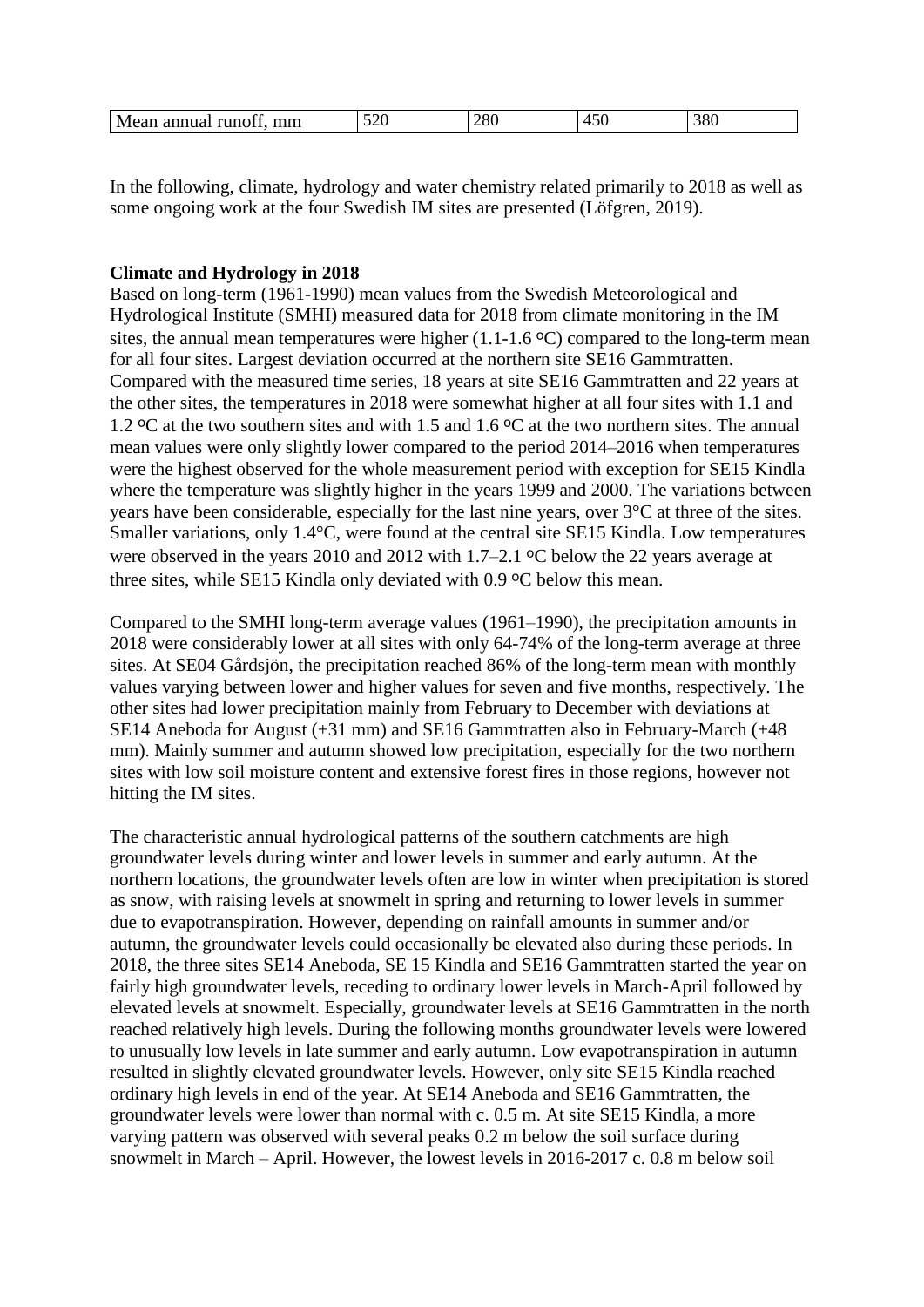| Mean annual runoff, mm | 520 | 280 | 450 | 380 |
|---|---|---|---|---|

In the following, climate, hydrology and water chemistry related primarily to 2018 as well as some ongoing work at the four Swedish IM sites are presented (Löfgren, 2019).

**Climate and Hydrology in 2018**

Based on long-term (1961-1990) mean values from the Swedish Meteorological and Hydrological Institute (SMHI) measured data for 2018 from climate monitoring in the IM sites, the annual mean temperatures were higher (1.1-1.6 ºC) compared to the long-term mean for all four sites. Largest deviation occurred at the northern site SE16 Gammtratten. Compared with the measured time series, 18 years at site SE16 Gammtratten and 22 years at the other sites, the temperatures in 2018 were somewhat higher at all four sites with 1.1 and 1.2 ºC at the two southern sites and with 1.5 and 1.6 ºC at the two northern sites. The annual mean values were only slightly lower compared to the period 2014–2016 when temperatures were the highest observed for the whole measurement period with exception for SE15 Kindla where the temperature was slightly higher in the years 1999 and 2000. The variations between years have been considerable, especially for the last nine years, over 3°C at three of the sites. Smaller variations, only 1.4°C, were found at the central site SE15 Kindla. Low temperatures were observed in the years 2010 and 2012 with 1.7–2.1 ºC below the 22 years average at three sites, while SE15 Kindla only deviated with 0.9 ºC below this mean.

Compared to the SMHI long-term average values (1961–1990), the precipitation amounts in 2018 were considerably lower at all sites with only 64-74% of the long-term average at three sites. At SE04 Gårdsjön, the precipitation reached 86% of the long-term mean with monthly values varying between lower and higher values for seven and five months, respectively. The other sites had lower precipitation mainly from February to December with deviations at SE14 Aneboda for August (+31 mm) and SE16 Gammtratten also in February-March (+48 mm). Mainly summer and autumn showed low precipitation, especially for the two northern sites with low soil moisture content and extensive forest fires in those regions, however not hitting the IM sites.

The characteristic annual hydrological patterns of the southern catchments are high groundwater levels during winter and lower levels in summer and early autumn. At the northern locations, the groundwater levels often are low in winter when precipitation is stored as snow, with raising levels at snowmelt in spring and returning to lower levels in summer due to evapotranspiration. However, depending on rainfall amounts in summer and/or autumn, the groundwater levels could occasionally be elevated also during these periods. In 2018, the three sites SE14 Aneboda, SE 15 Kindla and SE16 Gammtratten started the year on fairly high groundwater levels, receding to ordinary lower levels in March-April followed by elevated levels at snowmelt. Especially, groundwater levels at SE16 Gammtratten in the north reached relatively high levels. During the following months groundwater levels were lowered to unusually low levels in late summer and early autumn. Low evapotranspiration in autumn resulted in slightly elevated groundwater levels. However, only site SE15 Kindla reached ordinary high levels in end of the year. At SE14 Aneboda and SE16 Gammtratten, the groundwater levels were lower than normal with c. 0.5 m. At site SE15 Kindla, a more varying pattern was observed with several peaks 0.2 m below the soil surface during snowmelt in March – April. However, the lowest levels in 2016-2017 c. 0.8 m below soil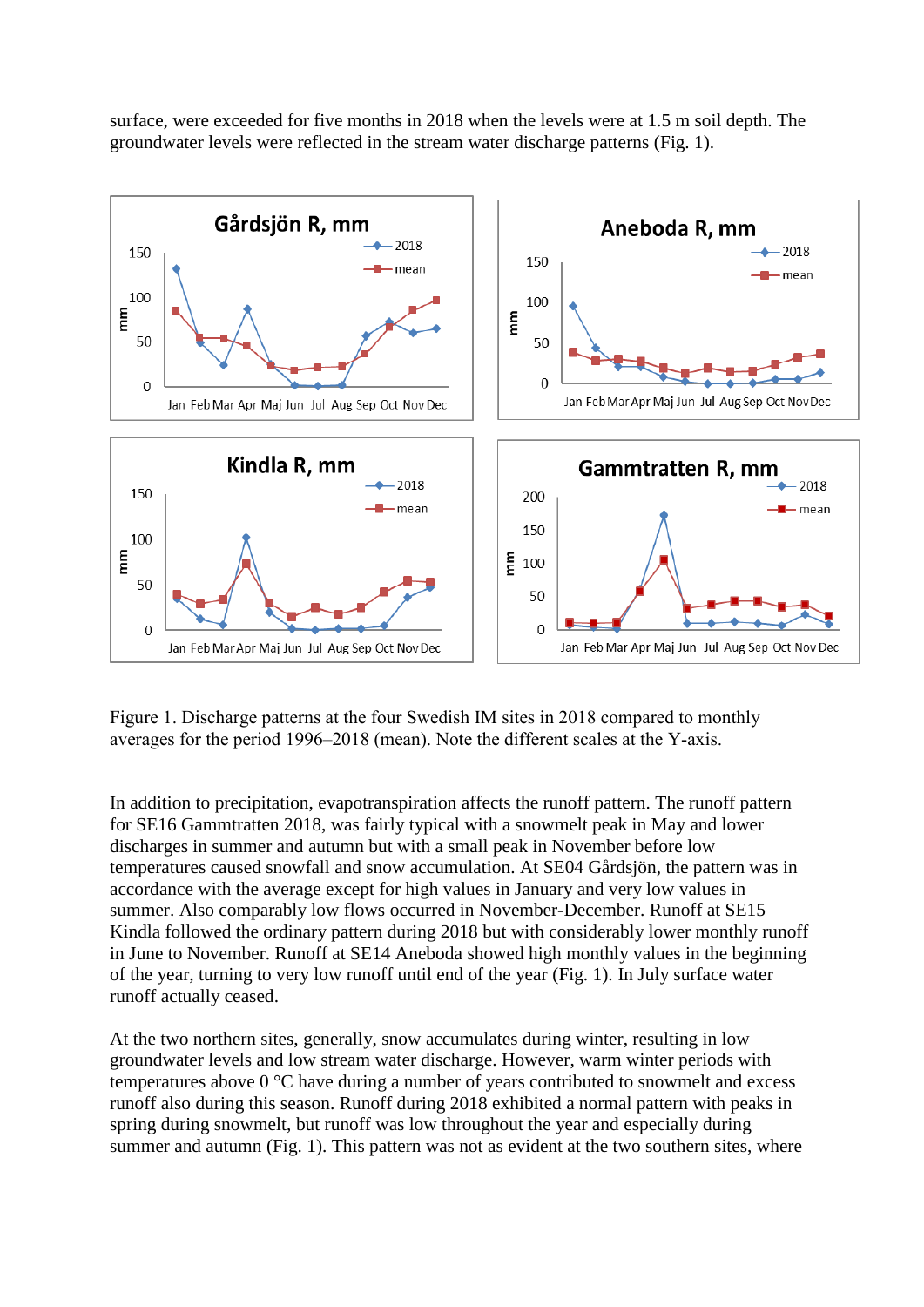surface, were exceeded for five months in 2018 when the levels were at 1.5 m soil depth. The groundwater levels were reflected in the stream water discharge patterns (Fig. 1).

Figure 1. Discharge patterns at the four Swedish IM sites in 2018 compared to monthly averages for the period 1996–2018 (mean). Note the different scales at the Y-axis.

In addition to precipitation, evapotranspiration affects the runoff pattern. The runoff pattern for SE16 Gammtratten 2018, was fairly typical with a snowmelt peak in May and lower discharges in summer and autumn but with a small peak in November before low temperatures caused snowfall and snow accumulation. At SE04 Gårdsjön, the pattern was in accordance with the average except for high values in January and very low values in summer. Also comparably low flows occurred in November-December. Runoff at SE15 Kindla followed the ordinary pattern during 2018 but with considerably lower monthly runoff in June to November. Runoff at SE14 Aneboda showed high monthly values in the beginning of the year, turning to very low runoff until end of the year (Fig. 1). In July surface water runoff actually ceased.

At the two northern sites, generally, snow accumulates during winter, resulting in low groundwater levels and low stream water discharge. However, warm winter periods with temperatures above 0 °C have during a number of years contributed to snowmelt and excess runoff also during this season. Runoff during 2018 exhibited a normal pattern with peaks in spring during snowmelt, but runoff was low throughout the year and especially during summer and autumn (Fig. 1). This pattern was not as evident at the two southern sites, where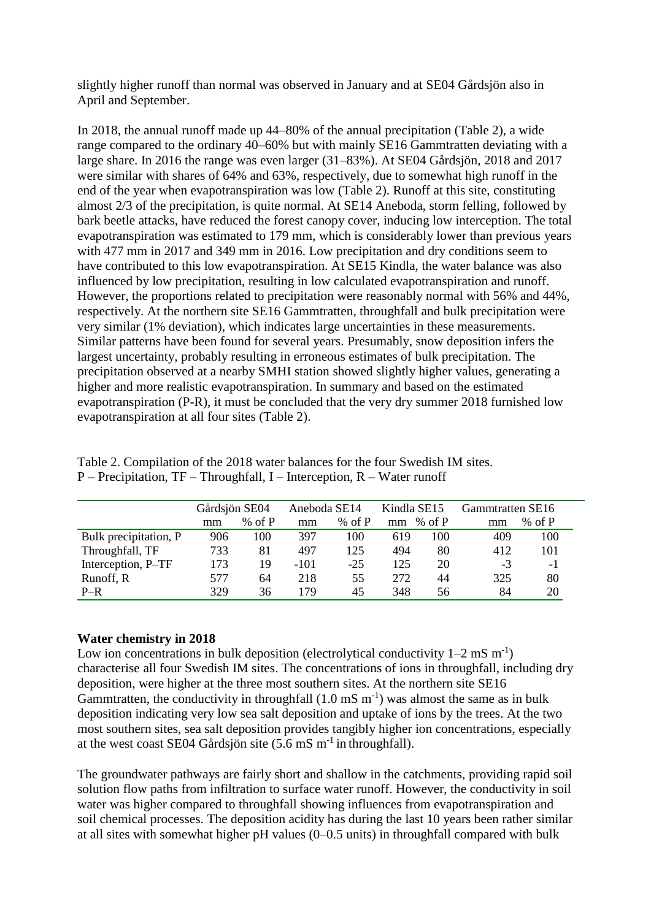slightly higher runoff than normal was observed in January and at SE04 Gårdsjön also in April and September.

In 2018, the annual runoff made up 44–80% of the annual precipitation (Table 2), a wide range compared to the ordinary 40–60% but with mainly SE16 Gammtratten deviating with a large share. In 2016 the range was even larger (31–83%). At SE04 Gårdsjön, 2018 and 2017 were similar with shares of 64% and 63%, respectively, due to somewhat high runoff in the end of the year when evapotranspiration was low (Table 2). Runoff at this site, constituting almost 2/3 of the precipitation, is quite normal. At SE14 Aneboda, storm felling, followed by bark beetle attacks, have reduced the forest canopy cover, inducing low interception. The total evapotranspiration was estimated to 179 mm, which is considerably lower than previous years with 477 mm in 2017 and 349 mm in 2016. Low precipitation and dry conditions seem to have contributed to this low evapotranspiration. At SE15 Kindla, the water balance was also influenced by low precipitation, resulting in low calculated evapotranspiration and runoff. However, the proportions related to precipitation were reasonably normal with 56% and 44%, respectively. At the northern site SE16 Gammtratten, throughfall and bulk precipitation were very similar (1% deviation), which indicates large uncertainties in these measurements. Similar patterns have been found for several years. Presumably, snow deposition infers the largest uncertainty, probably resulting in erroneous estimates of bulk precipitation. The precipitation observed at a nearby SMHI station showed slightly higher values, generating a higher and more realistic evapotranspiration. In summary and based on the estimated evapotranspiration (P-R), it must be concluded that the very dry summer 2018 furnished low evapotranspiration at all four sites (Table 2).

Table 2. Compilation of the 2018 water balances for the four Swedish IM sites.
P – Precipitation, TF – Throughfall, I – Interception, R – Water runoff

| | Gårdsjön SE04 | | Aneboda SE14 | | Kindla SE15 | | Gammtratten SE16 | |
|---|---|---|---|---|---|---|---|---|
| | mm | % of P | mm | % of P | mm | % of P | mm | % of P |
| Bulk precipitation, P | 906 | 100 | 397 | 100 | 619 | 100 | 409 | 100 |
| Throughfall, TF | 733 | 81 | 497 | 125 | 494 | 80 | 412 | 101 |
| Interception, P–TF | 173 | 19 | -101 | -25 | 125 | 20 | -3 | -1 |
| Runoff, R | 577 | 64 | 218 | 55 | 272 | 44 | 325 | 80 |
| P–R | 329 | 36 | 179 | 45 | 348 | 56 | 84 | 20 |

**Water chemistry in 2018**

Low ion concentrations in bulk deposition (electrolytical conductivity 1–2 mS $m^{-1}$) characterise all four Swedish IM sites. The concentrations of ions in throughfall, including dry deposition, were higher at the three most southern sites. At the northern site SE16 Gammtratten, the conductivity in throughfall (1.0 mS $m^{-1}$) was almost the same as in bulk deposition indicating very low sea salt deposition and uptake of ions by the trees. At the two most southern sites, sea salt deposition provides tangibly higher ion concentrations, especially at the west coast SE04 Gårdsjön site (5.6 mS $m^{-1}$ in throughfall).

The groundwater pathways are fairly short and shallow in the catchments, providing rapid soil solution flow paths from infiltration to surface water runoff. However, the conductivity in soil water was higher compared to throughfall showing influences from evapotranspiration and soil chemical processes. The deposition acidity has during the last 10 years been rather similar at all sites with somewhat higher pH values (0–0.5 units) in throughfall compared with bulk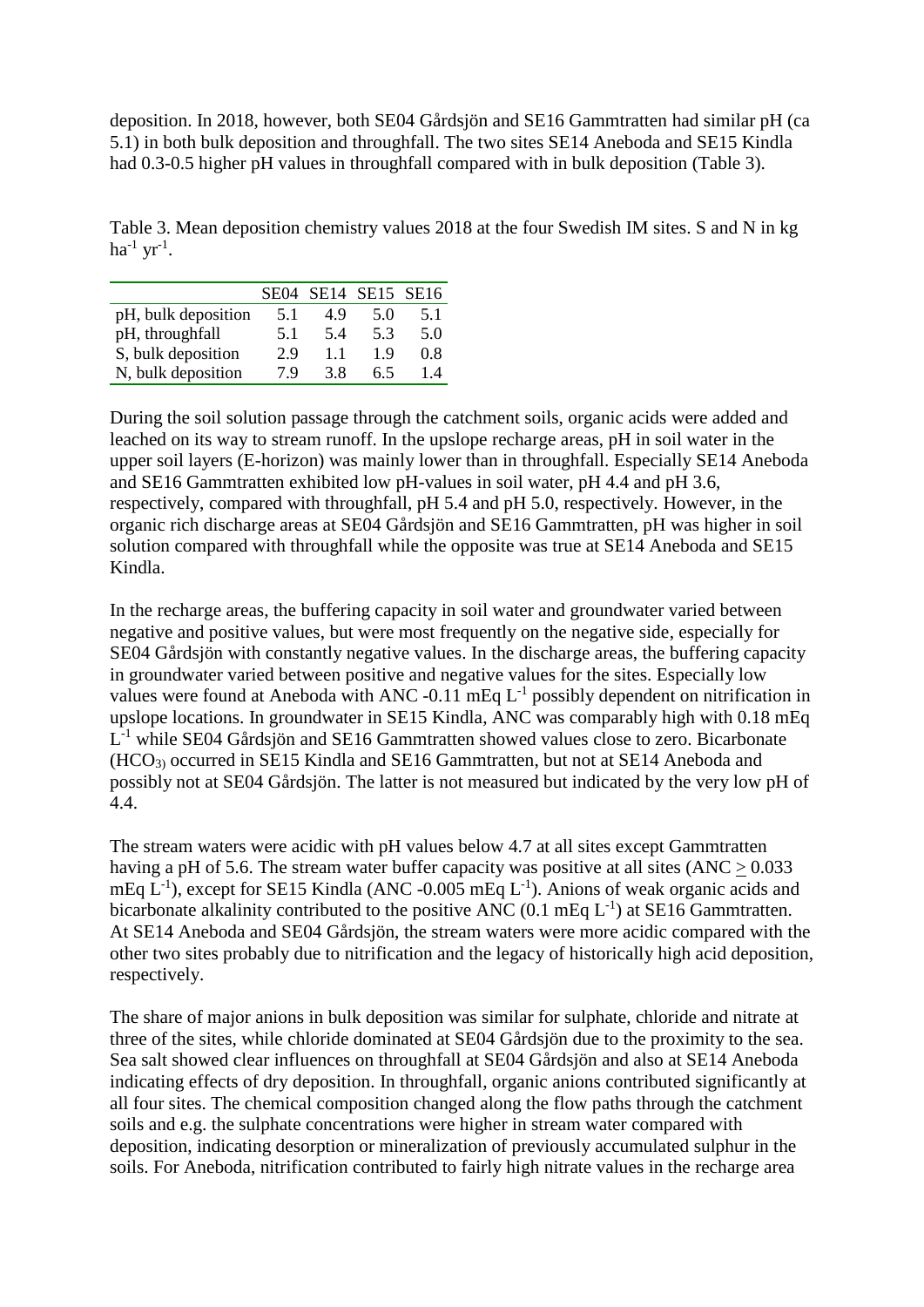deposition. In 2018, however, both SE04 Gårdsjön and SE16 Gammtratten had similar pH (ca 5.1) in both bulk deposition and throughfall. The two sites SE14 Aneboda and SE15 Kindla had 0.3-0.5 higher pH values in throughfall compared with in bulk deposition (Table 3).

Table 3. Mean deposition chemistry values 2018 at the four Swedish IM sites. S and N in kg $ha^{-1}$ $yr^{-1}$.

| | SE04 | SE14 | SE15 | SE16 |
|---|---|---|---|---|
| pH, bulk deposition | 5.1 | 4.9 | 5.0 | 5.1 |
| pH, throughfall | 5.1 | 5.4 | 5.3 | 5.0 |
| S, bulk deposition | 2.9 | 1.1 | 1.9 | 0.8 |
| N, bulk deposition | 7.9 | 3.8 | 6.5 | 1.4 |

During the soil solution passage through the catchment soils, organic acids were added and leached on its way to stream runoff. In the upslope recharge areas, pH in soil water in the upper soil layers (E-horizon) was mainly lower than in throughfall. Especially SE14 Aneboda and SE16 Gammtratten exhibited low pH-values in soil water, pH 4.4 and pH 3.6, respectively, compared with throughfall, pH 5.4 and pH 5.0, respectively. However, in the organic rich discharge areas at SE04 Gårdsjön and SE16 Gammtratten, pH was higher in soil solution compared with throughfall while the opposite was true at SE14 Aneboda and SE15 Kindla.

In the recharge areas, the buffering capacity in soil water and groundwater varied between negative and positive values, but were most frequently on the negative side, especially for SE04 Gårdsjön with constantly negative values. In the discharge areas, the buffering capacity in groundwater varied between positive and negative values for the sites. Especially low values were found at Aneboda with ANC -0.11 mEq $L^{-1}$ possibly dependent on nitrification in upslope locations. In groundwater in SE15 Kindla, ANC was comparably high with 0.18 mEq $L^{-1}$ while SE04 Gårdsjön and SE16 Gammtratten showed values close to zero. Bicarbonate ($HCO_3$) occurred in SE15 Kindla and SE16 Gammtratten, but not at SE14 Aneboda and possibly not at SE04 Gårdsjön. The latter is not measured but indicated by the very low pH of 4.4.

The stream waters were acidic with pH values below 4.7 at all sites except Gammtratten having a pH of 5.6. The stream water buffer capacity was positive at all sites (ANC $\geq$ 0.033 mEq $L^{-1}$), except for SE15 Kindla (ANC -0.005 mEq $L^{-1}$). Anions of weak organic acids and bicarbonate alkalinity contributed to the positive ANC (0.1 mEq $L^{-1}$) at SE16 Gammtratten. At SE14 Aneboda and SE04 Gårdsjön, the stream waters were more acidic compared with the other two sites probably due to nitrification and the legacy of historically high acid deposition, respectively.

The share of major anions in bulk deposition was similar for sulphate, chloride and nitrate at three of the sites, while chloride dominated at SE04 Gårdsjön due to the proximity to the sea. Sea salt showed clear influences on throughfall at SE04 Gårdsjön and also at SE14 Aneboda indicating effects of dry deposition. In throughfall, organic anions contributed significantly at all four sites. The chemical composition changed along the flow paths through the catchment soils and e.g. the sulphate concentrations were higher in stream water compared with deposition, indicating desorption or mineralization of previously accumulated sulphur in the soils. For Aneboda, nitrification contributed to fairly high nitrate values in the recharge area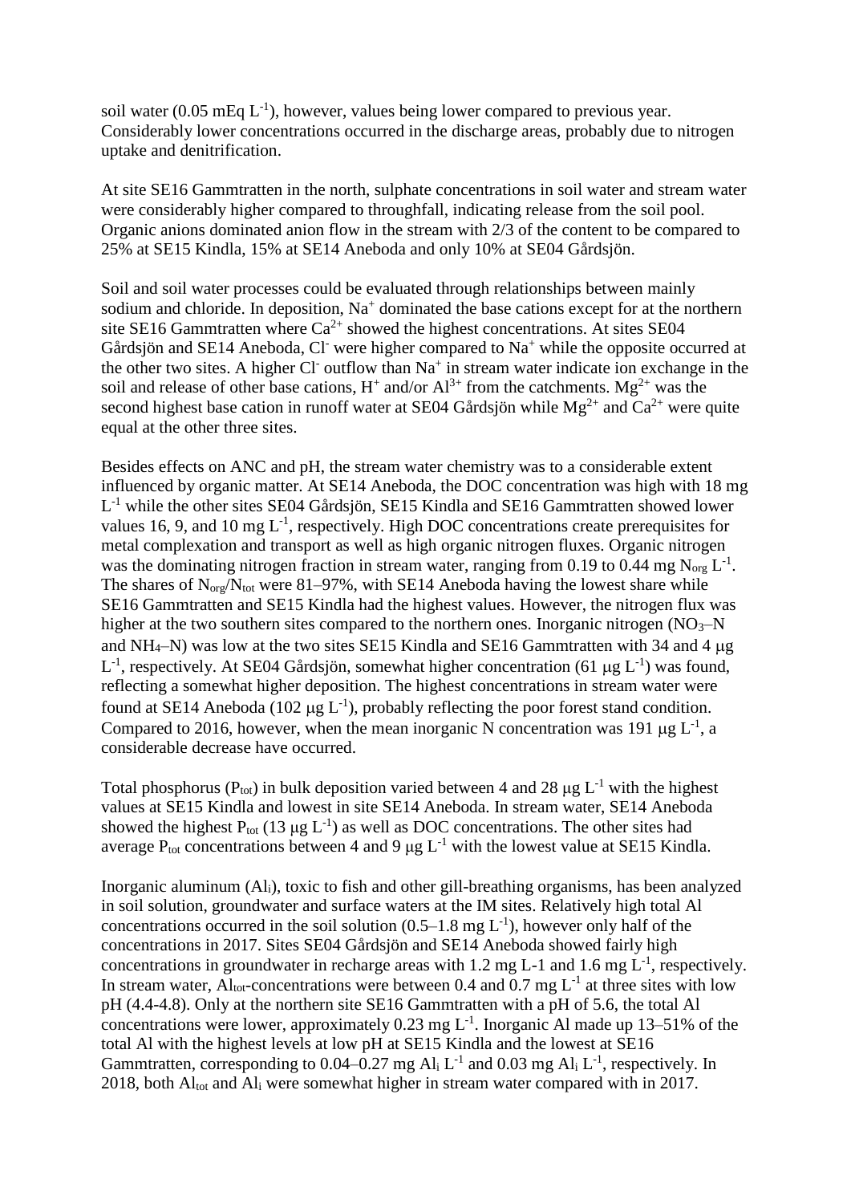soil water (0.05 mEq $L^{-1}$), however, values being lower compared to previous year. Considerably lower concentrations occurred in the discharge areas, probably due to nitrogen uptake and denitrification.

At site SE16 Gammtratten in the north, sulphate concentrations in soil water and stream water were considerably higher compared to throughfall, indicating release from the soil pool. Organic anions dominated anion flow in the stream with 2/3 of the content to be compared to 25% at SE15 Kindla, 15% at SE14 Aneboda and only 10% at SE04 Gårdsjön.

Soil and soil water processes could be evaluated through relationships between mainly sodium and chloride. In deposition, $Na^{+}$ dominated the base cations except for at the northern site SE16 Gammtratten where $Ca^{2+}$ showed the highest concentrations. At sites SE04 Gårdsjön and SE14 Aneboda, $Cl^{-}$ were higher compared to $Na^{+}$ while the opposite occurred at the other two sites. A higher $Cl^{-}$ outflow than $Na^{+}$ in stream water indicate ion exchange in the soil and release of other base cations, $H^{+}$ and/or $Al^{3+}$ from the catchments. $Mg^{2+}$ was the second highest base cation in runoff water at SE04 Gårdsjön while $Mg^{2+}$ and $Ca^{2+}$ were quite equal at the other three sites.

Besides effects on ANC and pH, the stream water chemistry was to a considerable extent influenced by organic matter. At SE14 Aneboda, the DOC concentration was high with 18 mg $L^{-1}$ while the other sites SE04 Gårdsjön, SE15 Kindla and SE16 Gammtratten showed lower values 16, 9, and 10 mg $L^{-1}$, respectively. High DOC concentrations create prerequisites for metal complexation and transport as well as high organic nitrogen fluxes. Organic nitrogen was the dominating nitrogen fraction in stream water, ranging from 0.19 to 0.44 mg $N_{org}$ $L^{-1}$. The shares of $N_{org}/N_{tot}$ were 81–97%, with SE14 Aneboda having the lowest share while SE16 Gammtratten and SE15 Kindla had the highest values. However, the nitrogen flux was higher at the two southern sites compared to the northern ones. Inorganic nitrogen ($NO_3$–N and $NH_4$–N) was low at the two sites SE15 Kindla and SE16 Gammtratten with 34 and 4 μg $L^{-1}$, respectively. At SE04 Gårdsjön, somewhat higher concentration (61 μg $L^{-1}$) was found, reflecting a somewhat higher deposition. The highest concentrations in stream water were found at SE14 Aneboda (102 μg $L^{-1}$), probably reflecting the poor forest stand condition. Compared to 2016, however, when the mean inorganic N concentration was 191 μg $L^{-1}$, a considerable decrease have occurred.

Total phosphorus ($P_{tot}$) in bulk deposition varied between 4 and 28 μg $L^{-1}$ with the highest values at SE15 Kindla and lowest in site SE14 Aneboda. In stream water, SE14 Aneboda showed the highest $P_{tot}$ (13 μg $L^{-1}$) as well as DOC concentrations. The other sites had average $P_{tot}$ concentrations between 4 and 9 μg $L^{-1}$ with the lowest value at SE15 Kindla.

Inorganic aluminum ($Al_i$), toxic to fish and other gill-breathing organisms, has been analyzed in soil solution, groundwater and surface waters at the IM sites. Relatively high total Al concentrations occurred in the soil solution (0.5–1.8 mg $L^{-1}$), however only half of the concentrations in 2017. Sites SE04 Gårdsjön and SE14 Aneboda showed fairly high concentrations in groundwater in recharge areas with 1.2 mg L-1 and 1.6 mg $L^{-1}$, respectively. In stream water, $Al_{tot}$-concentrations were between 0.4 and 0.7 mg $L^{-1}$ at three sites with low pH (4.4-4.8). Only at the northern site SE16 Gammtratten with a pH of 5.6, the total Al concentrations were lower, approximately 0.23 mg $L^{-1}$. Inorganic Al made up 13–51% of the total Al with the highest levels at low pH at SE15 Kindla and the lowest at SE16 Gammtratten, corresponding to 0.04–0.27 mg $Al_i$ $L^{-1}$ and 0.03 mg $Al_i$ $L^{-1}$, respectively. In 2018, both $Al_{tot}$ and $Al_i$ were somewhat higher in stream water compared with in 2017.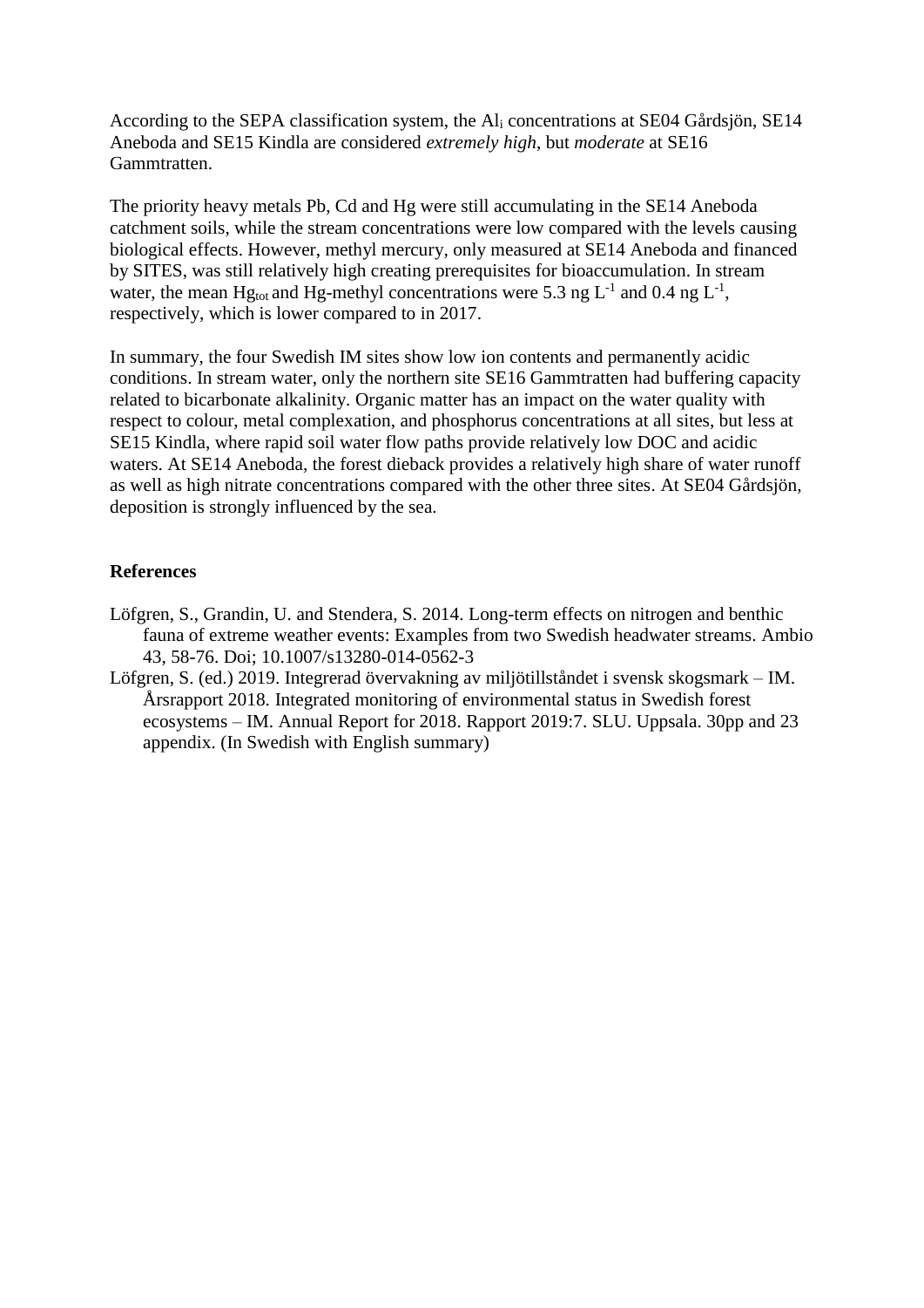According to the SEPA classification system, the $Al_i$ concentrations at SE04 Gårdsjön, SE14 Aneboda and SE15 Kindla are considered *extremely high*, but *moderate* at SE16 Gammtratten.

The priority heavy metals Pb, Cd and Hg were still accumulating in the SE14 Aneboda catchment soils, while the stream concentrations were low compared with the levels causing biological effects. However, methyl mercury, only measured at SE14 Aneboda and financed by SITES, was still relatively high creating prerequisites for bioaccumulation. In stream water, the mean $Hg_{tot}$ and Hg-methyl concentrations were 5.3 ng $L^{-1}$ and 0.4 ng $L^{-1}$, respectively, which is lower compared to in 2017.

In summary, the four Swedish IM sites show low ion contents and permanently acidic conditions. In stream water, only the northern site SE16 Gammtratten had buffering capacity related to bicarbonate alkalinity. Organic matter has an impact on the water quality with respect to colour, metal complexation, and phosphorus concentrations at all sites, but less at SE15 Kindla, where rapid soil water flow paths provide relatively low DOC and acidic waters. At SE14 Aneboda, the forest dieback provides a relatively high share of water runoff as well as high nitrate concentrations compared with the other three sites. At SE04 Gårdsjön, deposition is strongly influenced by the sea.

**References**

Löfgren, S., Grandin, U. and Stendera, S. 2014. Long-term effects on nitrogen and benthic fauna of extreme weather events: Examples from two Swedish headwater streams. Ambio 43, 58-76. Doi; 10.1007/s13280-014-0562-3

Löfgren, S. (ed.) 2019. Integrerad övervakning av miljötillståndet i svensk skogsmark – IM. Årsrapport 2018. Integrated monitoring of environmental status in Swedish forest ecosystems – IM. Annual Report for 2018. Rapport 2019:7. SLU. Uppsala. 30pp and 23 appendix. (In Swedish with English summary)